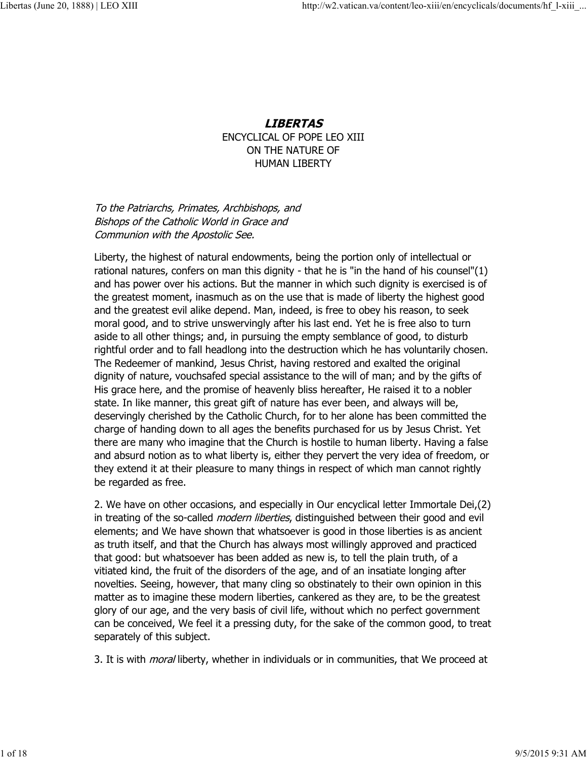# *LIBERTAS*

ENCYCLICAL OF POPE LEO XIII
ON THE NATURE OF
HUMAN LIBERTY

*To the Patriarchs, Primates, Archbishops, and Bishops of the Catholic World in Grace and Communion with the Apostolic See.*

Liberty, the highest of natural endowments, being the portion only of intellectual or rational natures, confers on man this dignity - that he is "in the hand of his counsel"(1) and has power over his actions. But the manner in which such dignity is exercised is of the greatest moment, inasmuch as on the use that is made of liberty the highest good and the greatest evil alike depend. Man, indeed, is free to obey his reason, to seek moral good, and to strive unswervingly after his last end. Yet he is free also to turn aside to all other things; and, in pursuing the empty semblance of good, to disturb rightful order and to fall headlong into the destruction which he has voluntarily chosen. The Redeemer of mankind, Jesus Christ, having restored and exalted the original dignity of nature, vouchsafed special assistance to the will of man; and by the gifts of His grace here, and the promise of heavenly bliss hereafter, He raised it to a nobler state. In like manner, this great gift of nature has ever been, and always will be, deservingly cherished by the Catholic Church, for to her alone has been committed the charge of handing down to all ages the benefits purchased for us by Jesus Christ. Yet there are many who imagine that the Church is hostile to human liberty. Having a false and absurd notion as to what liberty is, either they pervert the very idea of freedom, or they extend it at their pleasure to many things in respect of which man cannot rightly be regarded as free.

2. We have on other occasions, and especially in Our encyclical letter Immortale Dei,(2) in treating of the so-called *modern liberties*, distinguished between their good and evil elements; and We have shown that whatsoever is good in those liberties is as ancient as truth itself, and that the Church has always most willingly approved and practiced that good: but whatsoever has been added as new is, to tell the plain truth, of a vitiated kind, the fruit of the disorders of the age, and of an insatiate longing after novelties. Seeing, however, that many cling so obstinately to their own opinion in this matter as to imagine these modern liberties, cankered as they are, to be the greatest glory of our age, and the very basis of civil life, without which no perfect government can be conceived, We feel it a pressing duty, for the sake of the common good, to treat separately of this subject.

3. It is with *moral* liberty, whether in individuals or in communities, that We proceed at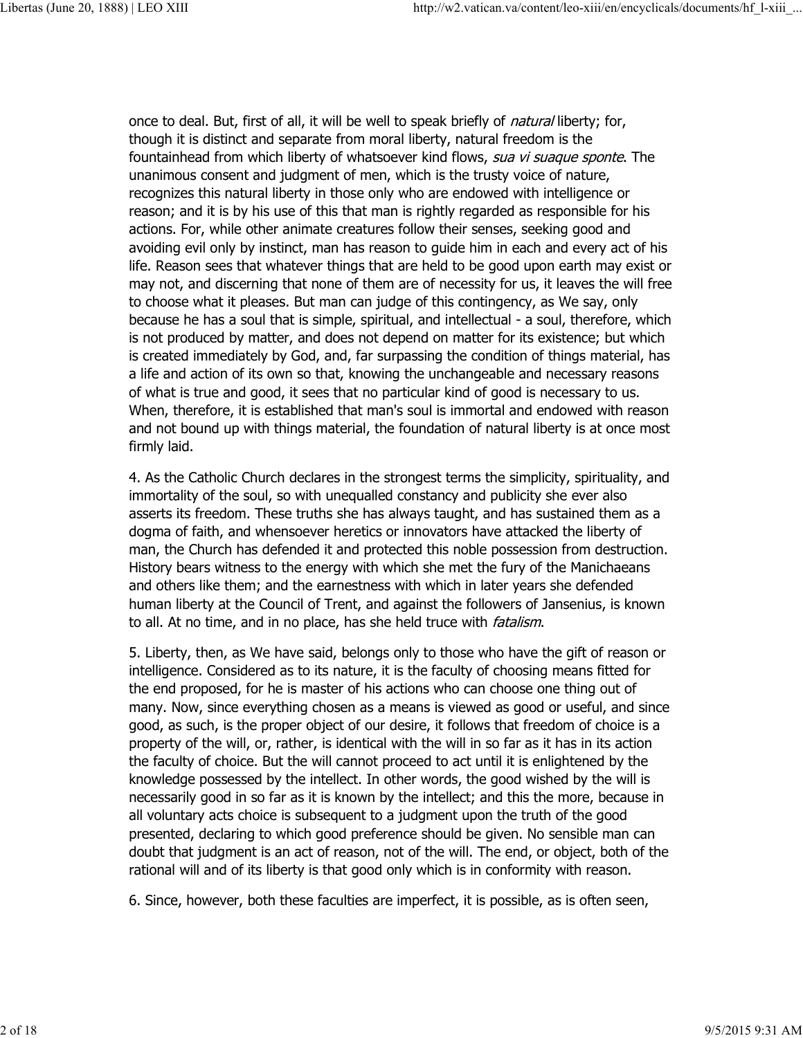once to deal. But, first of all, it will be well to speak briefly of *natural* liberty; for, though it is distinct and separate from moral liberty, natural freedom is the fountainhead from which liberty of whatsoever kind flows, *sua vi suaque sponte*. The unanimous consent and judgment of men, which is the trusty voice of nature, recognizes this natural liberty in those only who are endowed with intelligence or reason; and it is by his use of this that man is rightly regarded as responsible for his actions. For, while other animate creatures follow their senses, seeking good and avoiding evil only by instinct, man has reason to guide him in each and every act of his life. Reason sees that whatever things that are held to be good upon earth may exist or may not, and discerning that none of them are of necessity for us, it leaves the will free to choose what it pleases. But man can judge of this contingency, as We say, only because he has a soul that is simple, spiritual, and intellectual - a soul, therefore, which is not produced by matter, and does not depend on matter for its existence; but which is created immediately by God, and, far surpassing the condition of things material, has a life and action of its own so that, knowing the unchangeable and necessary reasons of what is true and good, it sees that no particular kind of good is necessary to us. When, therefore, it is established that man's soul is immortal and endowed with reason and not bound up with things material, the foundation of natural liberty is at once most firmly laid.

4. As the Catholic Church declares in the strongest terms the simplicity, spirituality, and immortality of the soul, so with unequalled constancy and publicity she ever also asserts its freedom. These truths she has always taught, and has sustained them as a dogma of faith, and whensoever heretics or innovators have attacked the liberty of man, the Church has defended it and protected this noble possession from destruction. History bears witness to the energy with which she met the fury of the Manichaeans and others like them; and the earnestness with which in later years she defended human liberty at the Council of Trent, and against the followers of Jansenius, is known to all. At no time, and in no place, has she held truce with *fatalism*.

5. Liberty, then, as We have said, belongs only to those who have the gift of reason or intelligence. Considered as to its nature, it is the faculty of choosing means fitted for the end proposed, for he is master of his actions who can choose one thing out of many. Now, since everything chosen as a means is viewed as good or useful, and since good, as such, is the proper object of our desire, it follows that freedom of choice is a property of the will, or, rather, is identical with the will in so far as it has in its action the faculty of choice. But the will cannot proceed to act until it is enlightened by the knowledge possessed by the intellect. In other words, the good wished by the will is necessarily good in so far as it is known by the intellect; and this the more, because in all voluntary acts choice is subsequent to a judgment upon the truth of the good presented, declaring to which good preference should be given. No sensible man can doubt that judgment is an act of reason, not of the will. The end, or object, both of the rational will and of its liberty is that good only which is in conformity with reason.

6. Since, however, both these faculties are imperfect, it is possible, as is often seen,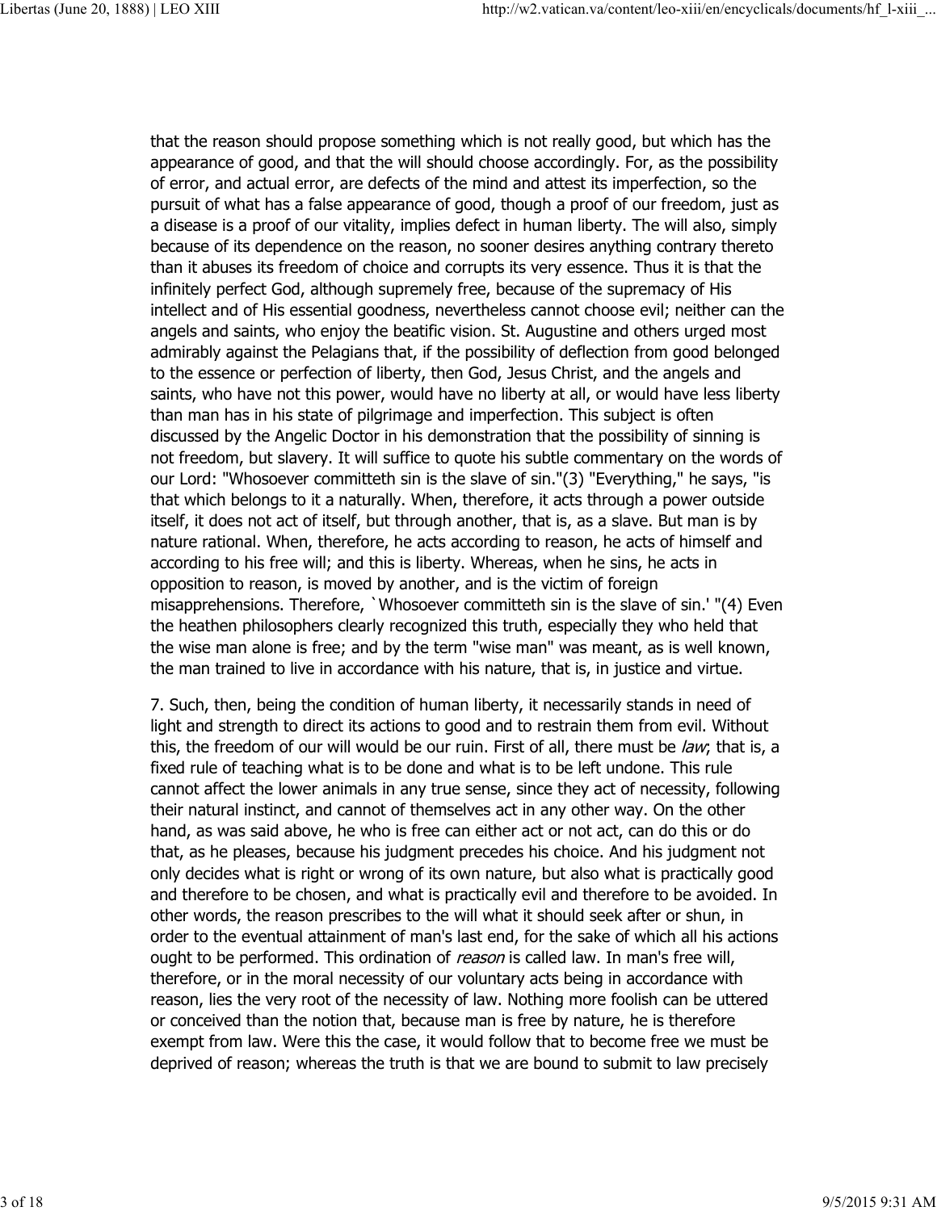that the reason should propose something which is not really good, but which has the appearance of good, and that the will should choose accordingly. For, as the possibility of error, and actual error, are defects of the mind and attest its imperfection, so the pursuit of what has a false appearance of good, though a proof of our freedom, just as a disease is a proof of our vitality, implies defect in human liberty. The will also, simply because of its dependence on the reason, no sooner desires anything contrary thereto than it abuses its freedom of choice and corrupts its very essence. Thus it is that the infinitely perfect God, although supremely free, because of the supremacy of His intellect and of His essential goodness, nevertheless cannot choose evil; neither can the angels and saints, who enjoy the beatific vision. St. Augustine and others urged most admirably against the Pelagians that, if the possibility of deflection from good belonged to the essence or perfection of liberty, then God, Jesus Christ, and the angels and saints, who have not this power, would have no liberty at all, or would have less liberty than man has in his state of pilgrimage and imperfection. This subject is often discussed by the Angelic Doctor in his demonstration that the possibility of sinning is not freedom, but slavery. It will suffice to quote his subtle commentary on the words of our Lord: "Whosoever committeth sin is the slave of sin."(3) "Everything," he says, "is that which belongs to it a naturally. When, therefore, it acts through a power outside itself, it does not act of itself, but through another, that is, as a slave. But man is by nature rational. When, therefore, he acts according to reason, he acts of himself and according to his free will; and this is liberty. Whereas, when he sins, he acts in opposition to reason, is moved by another, and is the victim of foreign misapprehensions. Therefore, `Whosoever committeth sin is the slave of sin.' "(4) Even the heathen philosophers clearly recognized this truth, especially they who held that the wise man alone is free; and by the term "wise man" was meant, as is well known, the man trained to live in accordance with his nature, that is, in justice and virtue.

7. Such, then, being the condition of human liberty, it necessarily stands in need of light and strength to direct its actions to good and to restrain them from evil. Without this, the freedom of our will would be our ruin. First of all, there must be *law*; that is, a fixed rule of teaching what is to be done and what is to be left undone. This rule cannot affect the lower animals in any true sense, since they act of necessity, following their natural instinct, and cannot of themselves act in any other way. On the other hand, as was said above, he who is free can either act or not act, can do this or do that, as he pleases, because his judgment precedes his choice. And his judgment not only decides what is right or wrong of its own nature, but also what is practically good and therefore to be chosen, and what is practically evil and therefore to be avoided. In other words, the reason prescribes to the will what it should seek after or shun, in order to the eventual attainment of man's last end, for the sake of which all his actions ought to be performed. This ordination of *reason* is called law. In man's free will, therefore, or in the moral necessity of our voluntary acts being in accordance with reason, lies the very root of the necessity of law. Nothing more foolish can be uttered or conceived than the notion that, because man is free by nature, he is therefore exempt from law. Were this the case, it would follow that to become free we must be deprived of reason; whereas the truth is that we are bound to submit to law precisely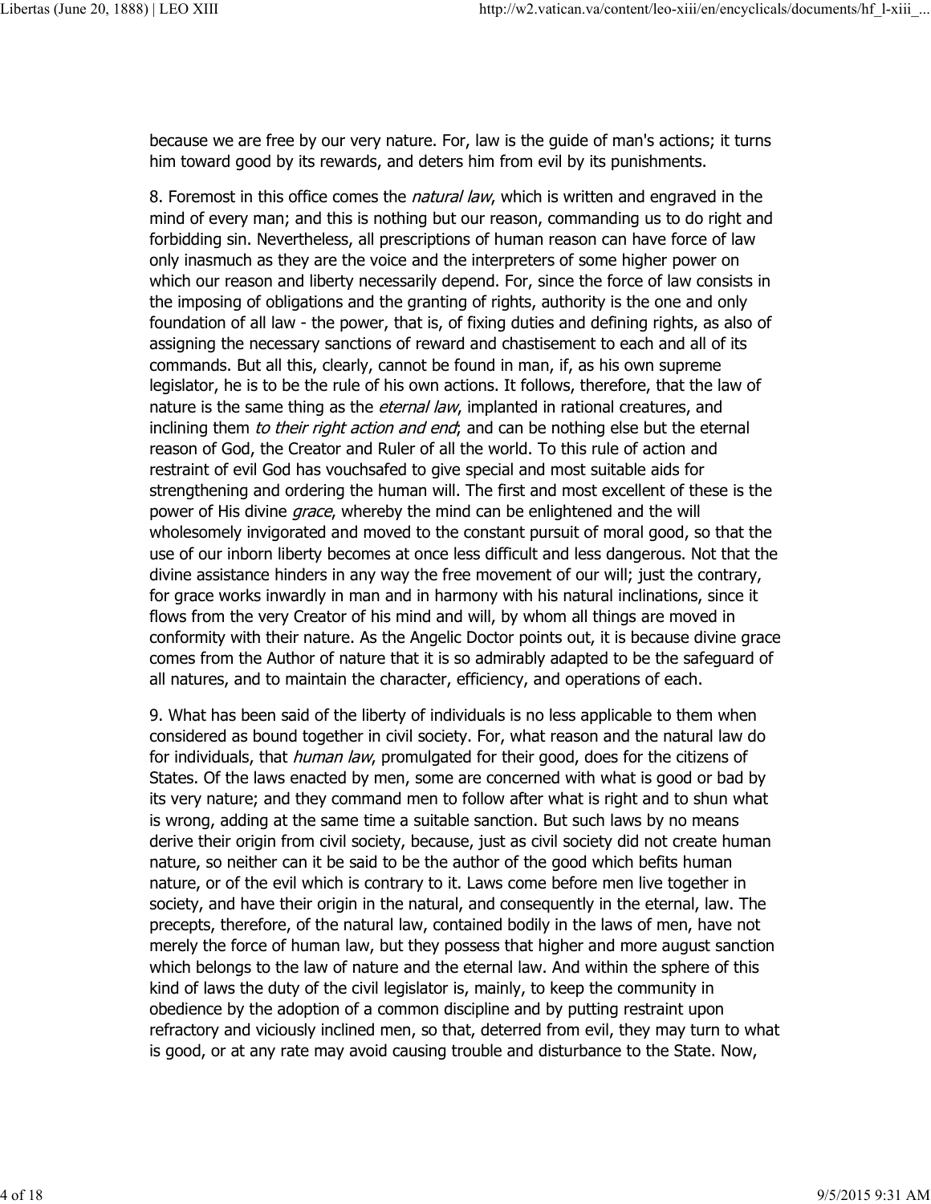because we are free by our very nature. For, law is the guide of man's actions; it turns him toward good by its rewards, and deters him from evil by its punishments.

8. Foremost in this office comes the *natural law*, which is written and engraved in the mind of every man; and this is nothing but our reason, commanding us to do right and forbidding sin. Nevertheless, all prescriptions of human reason can have force of law only inasmuch as they are the voice and the interpreters of some higher power on which our reason and liberty necessarily depend. For, since the force of law consists in the imposing of obligations and the granting of rights, authority is the one and only foundation of all law - the power, that is, of fixing duties and defining rights, as also of assigning the necessary sanctions of reward and chastisement to each and all of its commands. But all this, clearly, cannot be found in man, if, as his own supreme legislator, he is to be the rule of his own actions. It follows, therefore, that the law of nature is the same thing as the *eternal law*, implanted in rational creatures, and inclining them *to their right action and end*; and can be nothing else but the eternal reason of God, the Creator and Ruler of all the world. To this rule of action and restraint of evil God has vouchsafed to give special and most suitable aids for strengthening and ordering the human will. The first and most excellent of these is the power of His divine *grace*, whereby the mind can be enlightened and the will wholesomely invigorated and moved to the constant pursuit of moral good, so that the use of our inborn liberty becomes at once less difficult and less dangerous. Not that the divine assistance hinders in any way the free movement of our will; just the contrary, for grace works inwardly in man and in harmony with his natural inclinations, since it flows from the very Creator of his mind and will, by whom all things are moved in conformity with their nature. As the Angelic Doctor points out, it is because divine grace comes from the Author of nature that it is so admirably adapted to be the safeguard of all natures, and to maintain the character, efficiency, and operations of each.

9. What has been said of the liberty of individuals is no less applicable to them when considered as bound together in civil society. For, what reason and the natural law do for individuals, that *human law*, promulgated for their good, does for the citizens of States. Of the laws enacted by men, some are concerned with what is good or bad by its very nature; and they command men to follow after what is right and to shun what is wrong, adding at the same time a suitable sanction. But such laws by no means derive their origin from civil society, because, just as civil society did not create human nature, so neither can it be said to be the author of the good which befits human nature, or of the evil which is contrary to it. Laws come before men live together in society, and have their origin in the natural, and consequently in the eternal, law. The precepts, therefore, of the natural law, contained bodily in the laws of men, have not merely the force of human law, but they possess that higher and more august sanction which belongs to the law of nature and the eternal law. And within the sphere of this kind of laws the duty of the civil legislator is, mainly, to keep the community in obedience by the adoption of a common discipline and by putting restraint upon refractory and viciously inclined men, so that, deterred from evil, they may turn to what is good, or at any rate may avoid causing trouble and disturbance to the State. Now,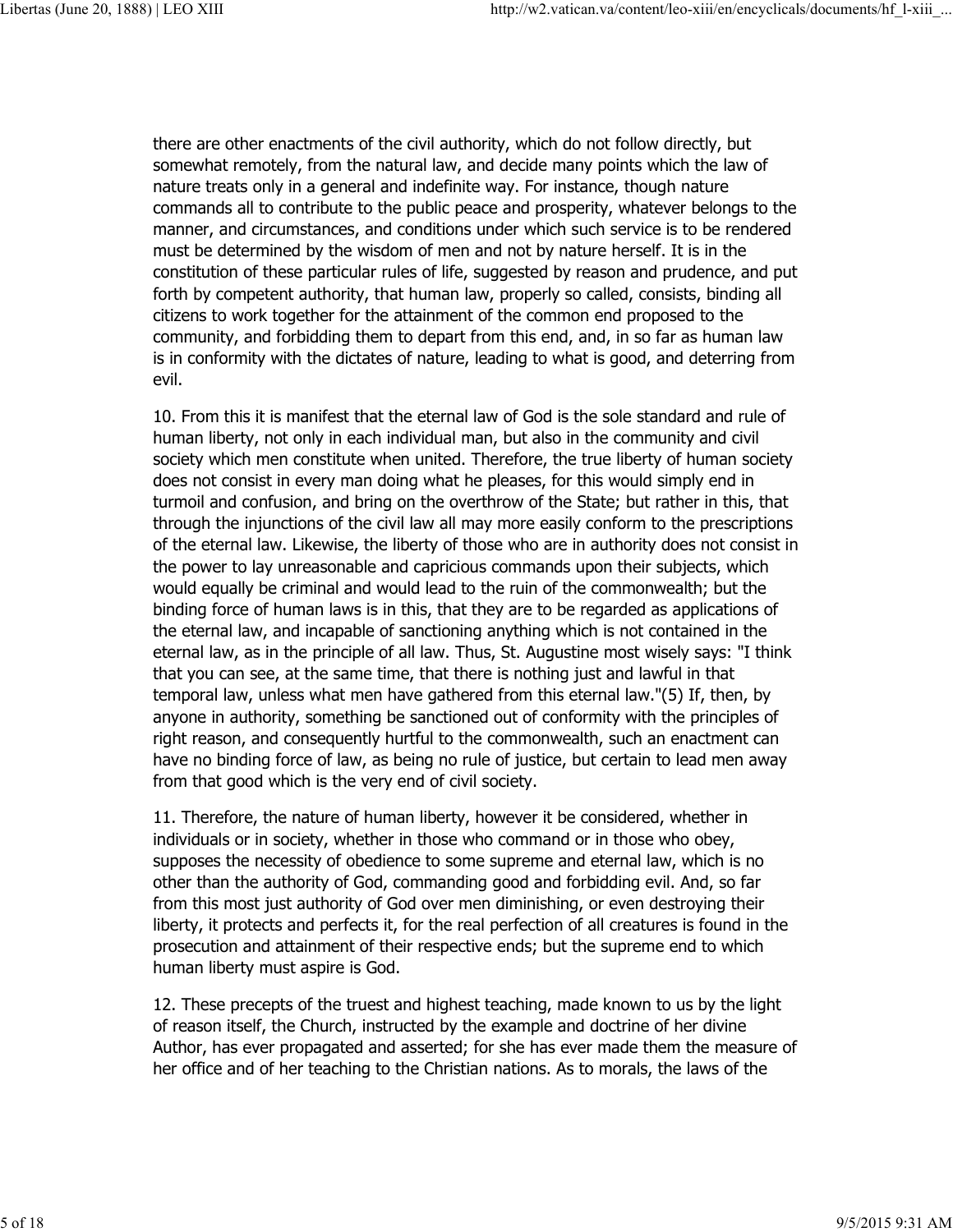there are other enactments of the civil authority, which do not follow directly, but somewhat remotely, from the natural law, and decide many points which the law of nature treats only in a general and indefinite way. For instance, though nature commands all to contribute to the public peace and prosperity, whatever belongs to the manner, and circumstances, and conditions under which such service is to be rendered must be determined by the wisdom of men and not by nature herself. It is in the constitution of these particular rules of life, suggested by reason and prudence, and put forth by competent authority, that human law, properly so called, consists, binding all citizens to work together for the attainment of the common end proposed to the community, and forbidding them to depart from this end, and, in so far as human law is in conformity with the dictates of nature, leading to what is good, and deterring from evil.

10. From this it is manifest that the eternal law of God is the sole standard and rule of human liberty, not only in each individual man, but also in the community and civil society which men constitute when united. Therefore, the true liberty of human society does not consist in every man doing what he pleases, for this would simply end in turmoil and confusion, and bring on the overthrow of the State; but rather in this, that through the injunctions of the civil law all may more easily conform to the prescriptions of the eternal law. Likewise, the liberty of those who are in authority does not consist in the power to lay unreasonable and capricious commands upon their subjects, which would equally be criminal and would lead to the ruin of the commonwealth; but the binding force of human laws is in this, that they are to be regarded as applications of the eternal law, and incapable of sanctioning anything which is not contained in the eternal law, as in the principle of all law. Thus, St. Augustine most wisely says: "I think that you can see, at the same time, that there is nothing just and lawful in that temporal law, unless what men have gathered from this eternal law."(5) If, then, by anyone in authority, something be sanctioned out of conformity with the principles of right reason, and consequently hurtful to the commonwealth, such an enactment can have no binding force of law, as being no rule of justice, but certain to lead men away from that good which is the very end of civil society.

11. Therefore, the nature of human liberty, however it be considered, whether in individuals or in society, whether in those who command or in those who obey, supposes the necessity of obedience to some supreme and eternal law, which is no other than the authority of God, commanding good and forbidding evil. And, so far from this most just authority of God over men diminishing, or even destroying their liberty, it protects and perfects it, for the real perfection of all creatures is found in the prosecution and attainment of their respective ends; but the supreme end to which human liberty must aspire is God.

12. These precepts of the truest and highest teaching, made known to us by the light of reason itself, the Church, instructed by the example and doctrine of her divine Author, has ever propagated and asserted; for she has ever made them the measure of her office and of her teaching to the Christian nations. As to morals, the laws of the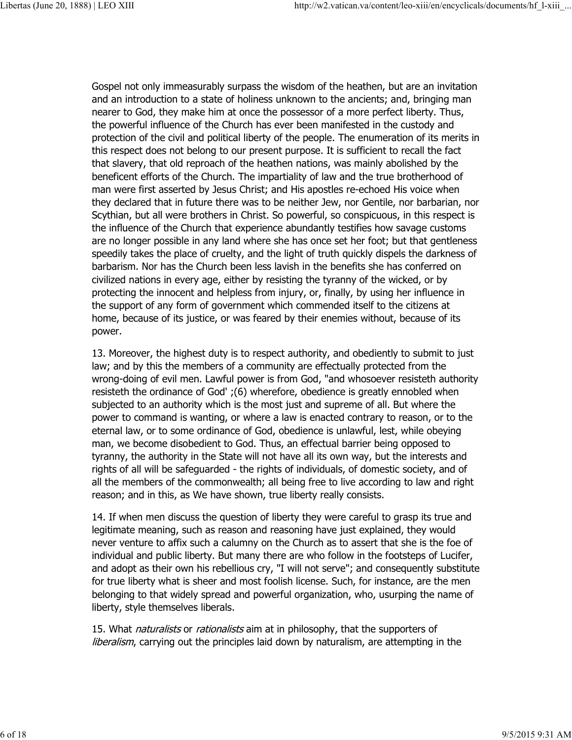Gospel not only immeasurably surpass the wisdom of the heathen, but are an invitation and an introduction to a state of holiness unknown to the ancients; and, bringing man nearer to God, they make him at once the possessor of a more perfect liberty. Thus, the powerful influence of the Church has ever been manifested in the custody and protection of the civil and political liberty of the people. The enumeration of its merits in this respect does not belong to our present purpose. It is sufficient to recall the fact that slavery, that old reproach of the heathen nations, was mainly abolished by the beneficent efforts of the Church. The impartiality of law and the true brotherhood of man were first asserted by Jesus Christ; and His apostles re-echoed His voice when they declared that in future there was to be neither Jew, nor Gentile, nor barbarian, nor Scythian, but all were brothers in Christ. So powerful, so conspicuous, in this respect is the influence of the Church that experience abundantly testifies how savage customs are no longer possible in any land where she has once set her foot; but that gentleness speedily takes the place of cruelty, and the light of truth quickly dispels the darkness of barbarism. Nor has the Church been less lavish in the benefits she has conferred on civilized nations in every age, either by resisting the tyranny of the wicked, or by protecting the innocent and helpless from injury, or, finally, by using her influence in the support of any form of government which commended itself to the citizens at home, because of its justice, or was feared by their enemies without, because of its power.

13. Moreover, the highest duty is to respect authority, and obediently to submit to just law; and by this the members of a community are effectually protected from the wrong-doing of evil men. Lawful power is from God, "and whosoever resisteth authority resisteth the ordinance of God' ;(6) wherefore, obedience is greatly ennobled when subjected to an authority which is the most just and supreme of all. But where the power to command is wanting, or where a law is enacted contrary to reason, or to the eternal law, or to some ordinance of God, obedience is unlawful, lest, while obeying man, we become disobedient to God. Thus, an effectual barrier being opposed to tyranny, the authority in the State will not have all its own way, but the interests and rights of all will be safeguarded - the rights of individuals, of domestic society, and of all the members of the commonwealth; all being free to live according to law and right reason; and in this, as We have shown, true liberty really consists.

14. If when men discuss the question of liberty they were careful to grasp its true and legitimate meaning, such as reason and reasoning have just explained, they would never venture to affix such a calumny on the Church as to assert that she is the foe of individual and public liberty. But many there are who follow in the footsteps of Lucifer, and adopt as their own his rebellious cry, "I will not serve"; and consequently substitute for true liberty what is sheer and most foolish license. Such, for instance, are the men belonging to that widely spread and powerful organization, who, usurping the name of liberty, style themselves liberals.

15. What *naturalists* or *rationalists* aim at in philosophy, that the supporters of *liberalism*, carrying out the principles laid down by naturalism, are attempting in the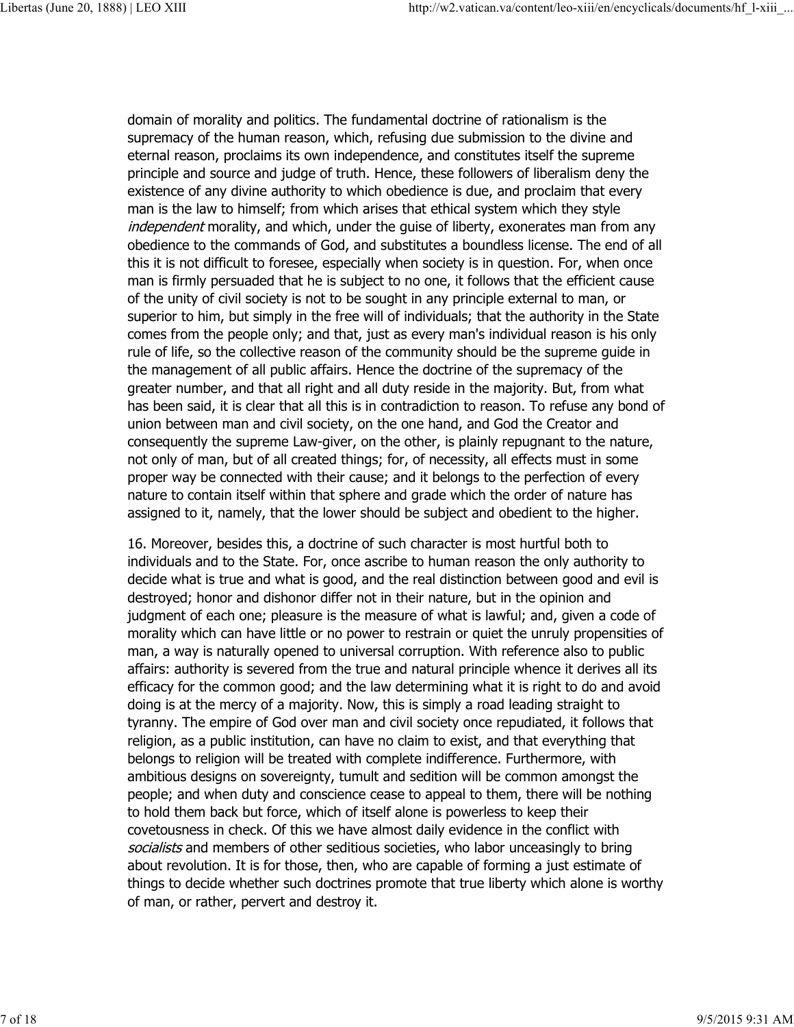domain of morality and politics. The fundamental doctrine of rationalism is the supremacy of the human reason, which, refusing due submission to the divine and eternal reason, proclaims its own independence, and constitutes itself the supreme principle and source and judge of truth. Hence, these followers of liberalism deny the existence of any divine authority to which obedience is due, and proclaim that every man is the law to himself; from which arises that ethical system which they style *independent* morality, and which, under the guise of liberty, exonerates man from any obedience to the commands of God, and substitutes a boundless license. The end of all this it is not difficult to foresee, especially when society is in question. For, when once man is firmly persuaded that he is subject to no one, it follows that the efficient cause of the unity of civil society is not to be sought in any principle external to man, or superior to him, but simply in the free will of individuals; that the authority in the State comes from the people only; and that, just as every man's individual reason is his only rule of life, so the collective reason of the community should be the supreme guide in the management of all public affairs. Hence the doctrine of the supremacy of the greater number, and that all right and all duty reside in the majority. But, from what has been said, it is clear that all this is in contradiction to reason. To refuse any bond of union between man and civil society, on the one hand, and God the Creator and consequently the supreme Law-giver, on the other, is plainly repugnant to the nature, not only of man, but of all created things; for, of necessity, all effects must in some proper way be connected with their cause; and it belongs to the perfection of every nature to contain itself within that sphere and grade which the order of nature has assigned to it, namely, that the lower should be subject and obedient to the higher.

16. Moreover, besides this, a doctrine of such character is most hurtful both to individuals and to the State. For, once ascribe to human reason the only authority to decide what is true and what is good, and the real distinction between good and evil is destroyed; honor and dishonor differ not in their nature, but in the opinion and judgment of each one; pleasure is the measure of what is lawful; and, given a code of morality which can have little or no power to restrain or quiet the unruly propensities of man, a way is naturally opened to universal corruption. With reference also to public affairs: authority is severed from the true and natural principle whence it derives all its efficacy for the common good; and the law determining what it is right to do and avoid doing is at the mercy of a majority. Now, this is simply a road leading straight to tyranny. The empire of God over man and civil society once repudiated, it follows that religion, as a public institution, can have no claim to exist, and that everything that belongs to religion will be treated with complete indifference. Furthermore, with ambitious designs on sovereignty, tumult and sedition will be common amongst the people; and when duty and conscience cease to appeal to them, there will be nothing to hold them back but force, which of itself alone is powerless to keep their covetousness in check. Of this we have almost daily evidence in the conflict with *socialists* and members of other seditious societies, who labor unceasingly to bring about revolution. It is for those, then, who are capable of forming a just estimate of things to decide whether such doctrines promote that true liberty which alone is worthy of man, or rather, pervert and destroy it.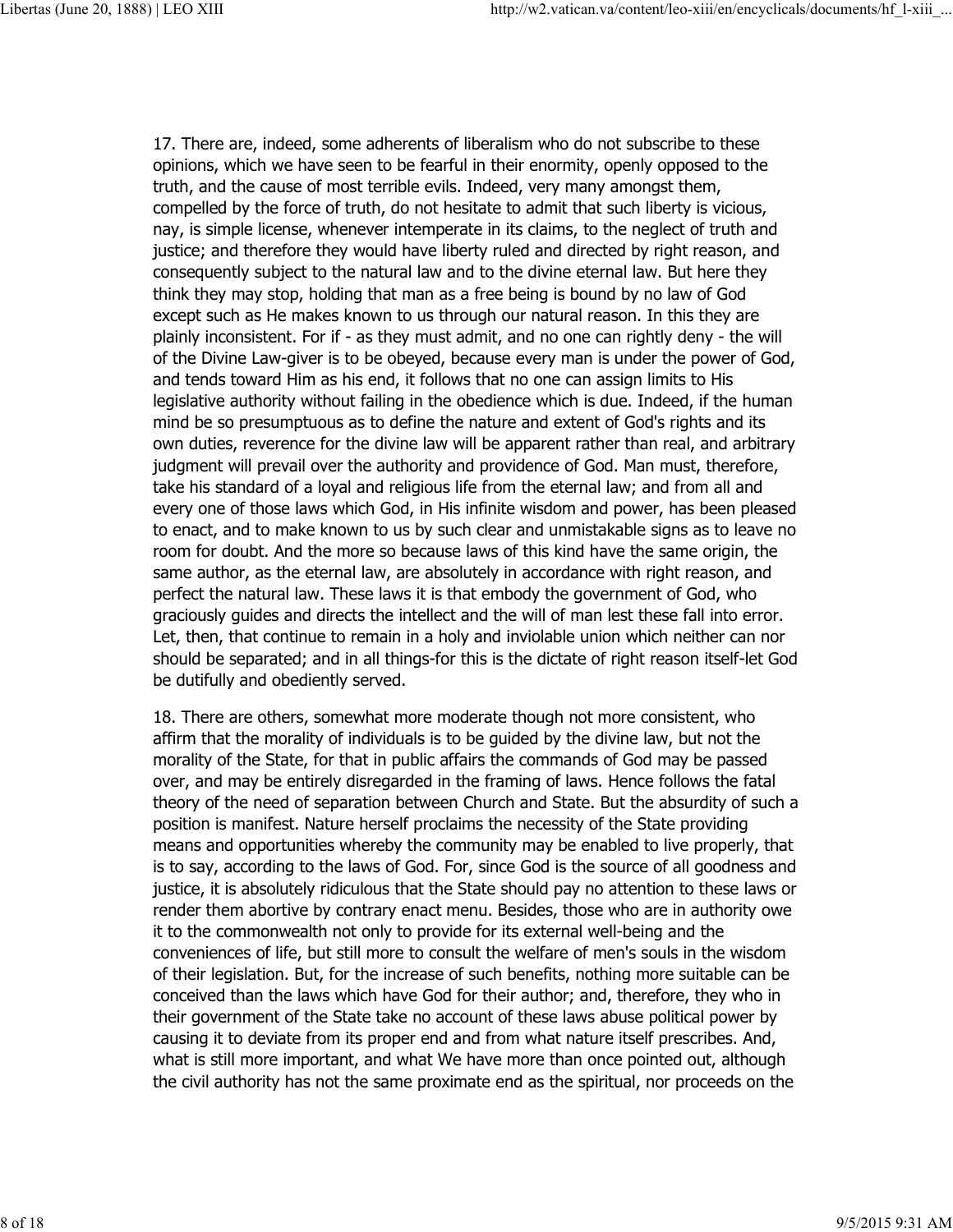17. There are, indeed, some adherents of liberalism who do not subscribe to these opinions, which we have seen to be fearful in their enormity, openly opposed to the truth, and the cause of most terrible evils. Indeed, very many amongst them, compelled by the force of truth, do not hesitate to admit that such liberty is vicious, nay, is simple license, whenever intemperate in its claims, to the neglect of truth and justice; and therefore they would have liberty ruled and directed by right reason, and consequently subject to the natural law and to the divine eternal law. But here they think they may stop, holding that man as a free being is bound by no law of God except such as He makes known to us through our natural reason. In this they are plainly inconsistent. For if - as they must admit, and no one can rightly deny - the will of the Divine Law-giver is to be obeyed, because every man is under the power of God, and tends toward Him as his end, it follows that no one can assign limits to His legislative authority without failing in the obedience which is due. Indeed, if the human mind be so presumptuous as to define the nature and extent of God's rights and its own duties, reverence for the divine law will be apparent rather than real, and arbitrary judgment will prevail over the authority and providence of God. Man must, therefore, take his standard of a loyal and religious life from the eternal law; and from all and every one of those laws which God, in His infinite wisdom and power, has been pleased to enact, and to make known to us by such clear and unmistakable signs as to leave no room for doubt. And the more so because laws of this kind have the same origin, the same author, as the eternal law, are absolutely in accordance with right reason, and perfect the natural law. These laws it is that embody the government of God, who graciously guides and directs the intellect and the will of man lest these fall into error. Let, then, that continue to remain in a holy and inviolable union which neither can nor should be separated; and in all things-for this is the dictate of right reason itself-let God be dutifully and obediently served.

18. There are others, somewhat more moderate though not more consistent, who affirm that the morality of individuals is to be guided by the divine law, but not the morality of the State, for that in public affairs the commands of God may be passed over, and may be entirely disregarded in the framing of laws. Hence follows the fatal theory of the need of separation between Church and State. But the absurdity of such a position is manifest. Nature herself proclaims the necessity of the State providing means and opportunities whereby the community may be enabled to live properly, that is to say, according to the laws of God. For, since God is the source of all goodness and justice, it is absolutely ridiculous that the State should pay no attention to these laws or render them abortive by contrary enact menu. Besides, those who are in authority owe it to the commonwealth not only to provide for its external well-being and the conveniences of life, but still more to consult the welfare of men's souls in the wisdom of their legislation. But, for the increase of such benefits, nothing more suitable can be conceived than the laws which have God for their author; and, therefore, they who in their government of the State take no account of these laws abuse political power by causing it to deviate from its proper end and from what nature itself prescribes. And, what is still more important, and what We have more than once pointed out, although the civil authority has not the same proximate end as the spiritual, nor proceeds on the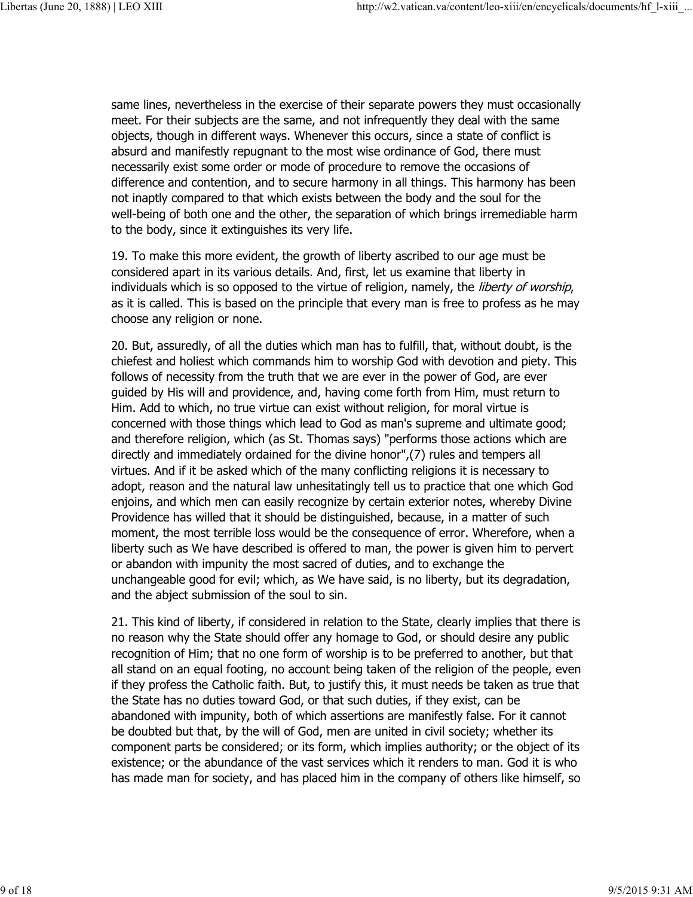same lines, nevertheless in the exercise of their separate powers they must occasionally meet. For their subjects are the same, and not infrequently they deal with the same objects, though in different ways. Whenever this occurs, since a state of conflict is absurd and manifestly repugnant to the most wise ordinance of God, there must necessarily exist some order or mode of procedure to remove the occasions of difference and contention, and to secure harmony in all things. This harmony has been not inaptly compared to that which exists between the body and the soul for the well-being of both one and the other, the separation of which brings irremediable harm to the body, since it extinguishes its very life.

19. To make this more evident, the growth of liberty ascribed to our age must be considered apart in its various details. And, first, let us examine that liberty in individuals which is so opposed to the virtue of religion, namely, the *liberty of worship*, as it is called. This is based on the principle that every man is free to profess as he may choose any religion or none.

20. But, assuredly, of all the duties which man has to fulfill, that, without doubt, is the chiefest and holiest which commands him to worship God with devotion and piety. This follows of necessity from the truth that we are ever in the power of God, are ever guided by His will and providence, and, having come forth from Him, must return to Him. Add to which, no true virtue can exist without religion, for moral virtue is concerned with those things which lead to God as man's supreme and ultimate good; and therefore religion, which (as St. Thomas says) "performs those actions which are directly and immediately ordained for the divine honor",(7) rules and tempers all virtues. And if it be asked which of the many conflicting religions it is necessary to adopt, reason and the natural law unhesitatingly tell us to practice that one which God enjoins, and which men can easily recognize by certain exterior notes, whereby Divine Providence has willed that it should be distinguished, because, in a matter of such moment, the most terrible loss would be the consequence of error. Wherefore, when a liberty such as We have described is offered to man, the power is given him to pervert or abandon with impunity the most sacred of duties, and to exchange the unchangeable good for evil; which, as We have said, is no liberty, but its degradation, and the abject submission of the soul to sin.

21. This kind of liberty, if considered in relation to the State, clearly implies that there is no reason why the State should offer any homage to God, or should desire any public recognition of Him; that no one form of worship is to be preferred to another, but that all stand on an equal footing, no account being taken of the religion of the people, even if they profess the Catholic faith. But, to justify this, it must needs be taken as true that the State has no duties toward God, or that such duties, if they exist, can be abandoned with impunity, both of which assertions are manifestly false. For it cannot be doubted but that, by the will of God, men are united in civil society; whether its component parts be considered; or its form, which implies authority; or the object of its existence; or the abundance of the vast services which it renders to man. God it is who has made man for society, and has placed him in the company of others like himself, so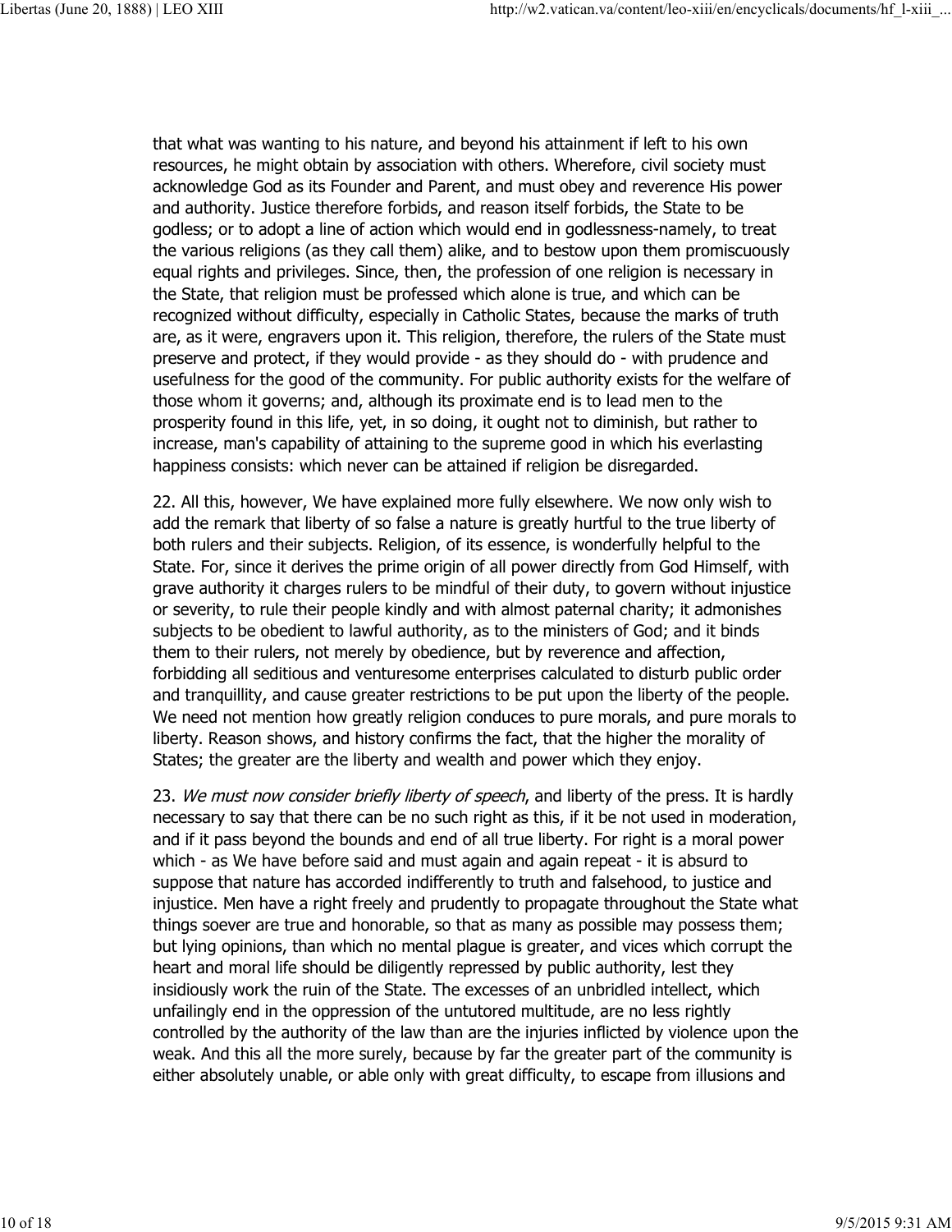that what was wanting to his nature, and beyond his attainment if left to his own resources, he might obtain by association with others. Wherefore, civil society must acknowledge God as its Founder and Parent, and must obey and reverence His power and authority. Justice therefore forbids, and reason itself forbids, the State to be godless; or to adopt a line of action which would end in godlessness-namely, to treat the various religions (as they call them) alike, and to bestow upon them promiscuously equal rights and privileges. Since, then, the profession of one religion is necessary in the State, that religion must be professed which alone is true, and which can be recognized without difficulty, especially in Catholic States, because the marks of truth are, as it were, engravers upon it. This religion, therefore, the rulers of the State must preserve and protect, if they would provide - as they should do - with prudence and usefulness for the good of the community. For public authority exists for the welfare of those whom it governs; and, although its proximate end is to lead men to the prosperity found in this life, yet, in so doing, it ought not to diminish, but rather to increase, man's capability of attaining to the supreme good in which his everlasting happiness consists: which never can be attained if religion be disregarded.

22. All this, however, We have explained more fully elsewhere. We now only wish to add the remark that liberty of so false a nature is greatly hurtful to the true liberty of both rulers and their subjects. Religion, of its essence, is wonderfully helpful to the State. For, since it derives the prime origin of all power directly from God Himself, with grave authority it charges rulers to be mindful of their duty, to govern without injustice or severity, to rule their people kindly and with almost paternal charity; it admonishes subjects to be obedient to lawful authority, as to the ministers of God; and it binds them to their rulers, not merely by obedience, but by reverence and affection, forbidding all seditious and venturesome enterprises calculated to disturb public order and tranquillity, and cause greater restrictions to be put upon the liberty of the people. We need not mention how greatly religion conduces to pure morals, and pure morals to liberty. Reason shows, and history confirms the fact, that the higher the morality of States; the greater are the liberty and wealth and power which they enjoy.

23. *We must now consider briefly liberty of speech*, and liberty of the press. It is hardly necessary to say that there can be no such right as this, if it be not used in moderation, and if it pass beyond the bounds and end of all true liberty. For right is a moral power which - as We have before said and must again and again repeat - it is absurd to suppose that nature has accorded indifferently to truth and falsehood, to justice and injustice. Men have a right freely and prudently to propagate throughout the State what things soever are true and honorable, so that as many as possible may possess them; but lying opinions, than which no mental plague is greater, and vices which corrupt the heart and moral life should be diligently repressed by public authority, lest they insidiously work the ruin of the State. The excesses of an unbridled intellect, which unfailingly end in the oppression of the untutored multitude, are no less rightly controlled by the authority of the law than are the injuries inflicted by violence upon the weak. And this all the more surely, because by far the greater part of the community is either absolutely unable, or able only with great difficulty, to escape from illusions and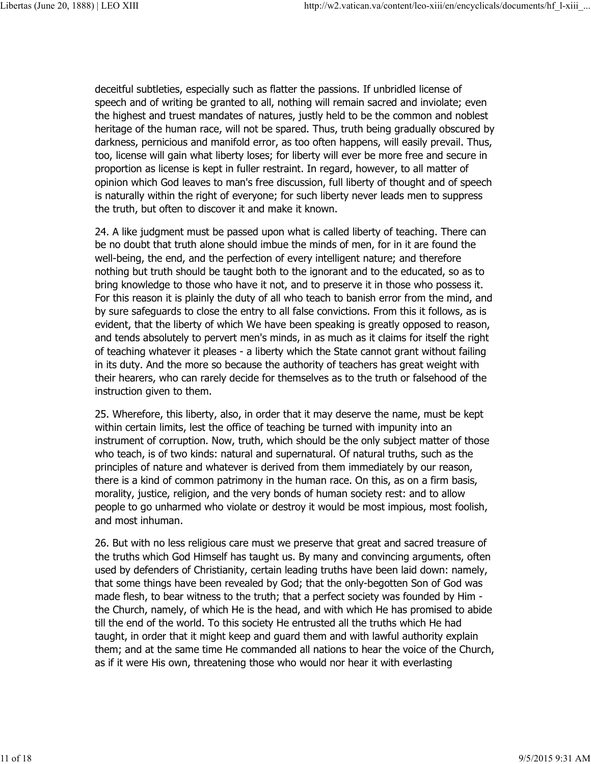deceitful subtleties, especially such as flatter the passions. If unbridled license of speech and of writing be granted to all, nothing will remain sacred and inviolate; even the highest and truest mandates of natures, justly held to be the common and noblest heritage of the human race, will not be spared. Thus, truth being gradually obscured by darkness, pernicious and manifold error, as too often happens, will easily prevail. Thus, too, license will gain what liberty loses; for liberty will ever be more free and secure in proportion as license is kept in fuller restraint. In regard, however, to all matter of opinion which God leaves to man's free discussion, full liberty of thought and of speech is naturally within the right of everyone; for such liberty never leads men to suppress the truth, but often to discover it and make it known.

24. A like judgment must be passed upon what is called liberty of teaching. There can be no doubt that truth alone should imbue the minds of men, for in it are found the well-being, the end, and the perfection of every intelligent nature; and therefore nothing but truth should be taught both to the ignorant and to the educated, so as to bring knowledge to those who have it not, and to preserve it in those who possess it. For this reason it is plainly the duty of all who teach to banish error from the mind, and by sure safeguards to close the entry to all false convictions. From this it follows, as is evident, that the liberty of which We have been speaking is greatly opposed to reason, and tends absolutely to pervert men's minds, in as much as it claims for itself the right of teaching whatever it pleases - a liberty which the State cannot grant without failing in its duty. And the more so because the authority of teachers has great weight with their hearers, who can rarely decide for themselves as to the truth or falsehood of the instruction given to them.

25. Wherefore, this liberty, also, in order that it may deserve the name, must be kept within certain limits, lest the office of teaching be turned with impunity into an instrument of corruption. Now, truth, which should be the only subject matter of those who teach, is of two kinds: natural and supernatural. Of natural truths, such as the principles of nature and whatever is derived from them immediately by our reason, there is a kind of common patrimony in the human race. On this, as on a firm basis, morality, justice, religion, and the very bonds of human society rest: and to allow people to go unharmed who violate or destroy it would be most impious, most foolish, and most inhuman.

26. But with no less religious care must we preserve that great and sacred treasure of the truths which God Himself has taught us. By many and convincing arguments, often used by defenders of Christianity, certain leading truths have been laid down: namely, that some things have been revealed by God; that the only-begotten Son of God was made flesh, to bear witness to the truth; that a perfect society was founded by Him - the Church, namely, of which He is the head, and with which He has promised to abide till the end of the world. To this society He entrusted all the truths which He had taught, in order that it might keep and guard them and with lawful authority explain them; and at the same time He commanded all nations to hear the voice of the Church, as if it were His own, threatening those who would nor hear it with everlasting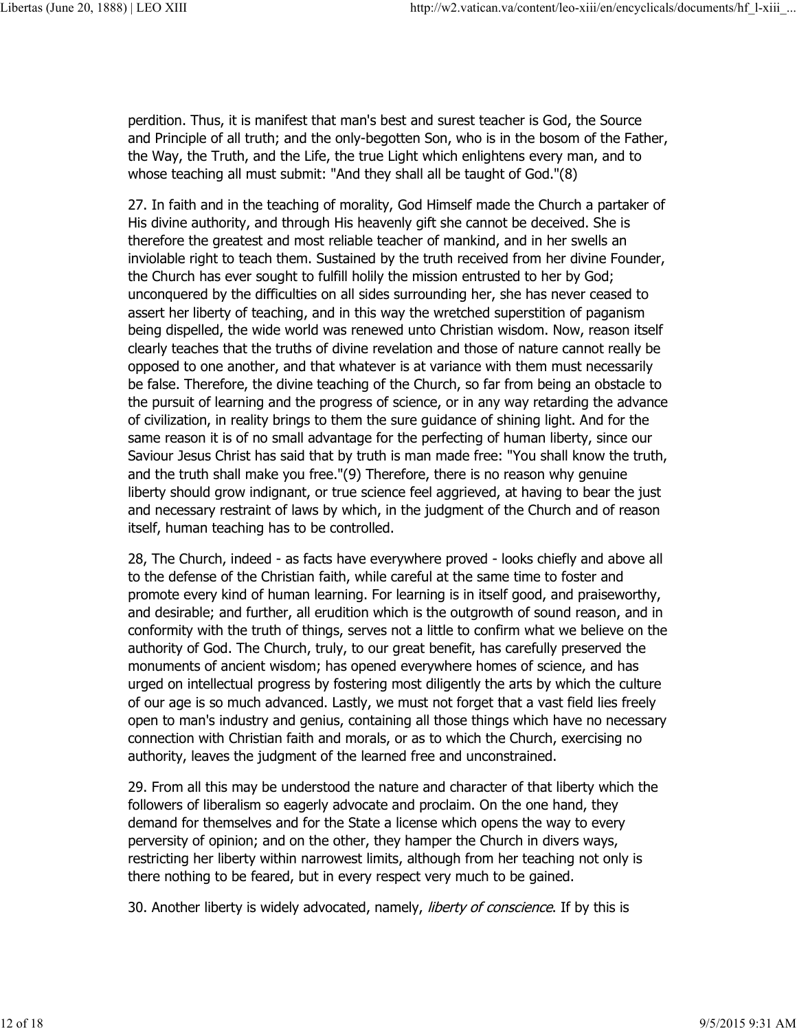perdition. Thus, it is manifest that man's best and surest teacher is God, the Source and Principle of all truth; and the only-begotten Son, who is in the bosom of the Father, the Way, the Truth, and the Life, the true Light which enlightens every man, and to whose teaching all must submit: "And they shall all be taught of God."(8)

27. In faith and in the teaching of morality, God Himself made the Church a partaker of His divine authority, and through His heavenly gift she cannot be deceived. She is therefore the greatest and most reliable teacher of mankind, and in her swells an inviolable right to teach them. Sustained by the truth received from her divine Founder, the Church has ever sought to fulfill holily the mission entrusted to her by God; unconquered by the difficulties on all sides surrounding her, she has never ceased to assert her liberty of teaching, and in this way the wretched superstition of paganism being dispelled, the wide world was renewed unto Christian wisdom. Now, reason itself clearly teaches that the truths of divine revelation and those of nature cannot really be opposed to one another, and that whatever is at variance with them must necessarily be false. Therefore, the divine teaching of the Church, so far from being an obstacle to the pursuit of learning and the progress of science, or in any way retarding the advance of civilization, in reality brings to them the sure guidance of shining light. And for the same reason it is of no small advantage for the perfecting of human liberty, since our Saviour Jesus Christ has said that by truth is man made free: "You shall know the truth, and the truth shall make you free."(9) Therefore, there is no reason why genuine liberty should grow indignant, or true science feel aggrieved, at having to bear the just and necessary restraint of laws by which, in the judgment of the Church and of reason itself, human teaching has to be controlled.

28, The Church, indeed - as facts have everywhere proved - looks chiefly and above all to the defense of the Christian faith, while careful at the same time to foster and promote every kind of human learning. For learning is in itself good, and praiseworthy, and desirable; and further, all erudition which is the outgrowth of sound reason, and in conformity with the truth of things, serves not a little to confirm what we believe on the authority of God. The Church, truly, to our great benefit, has carefully preserved the monuments of ancient wisdom; has opened everywhere homes of science, and has urged on intellectual progress by fostering most diligently the arts by which the culture of our age is so much advanced. Lastly, we must not forget that a vast field lies freely open to man's industry and genius, containing all those things which have no necessary connection with Christian faith and morals, or as to which the Church, exercising no authority, leaves the judgment of the learned free and unconstrained.

29. From all this may be understood the nature and character of that liberty which the followers of liberalism so eagerly advocate and proclaim. On the one hand, they demand for themselves and for the State a license which opens the way to every perversity of opinion; and on the other, they hamper the Church in divers ways, restricting her liberty within narrowest limits, although from her teaching not only is there nothing to be feared, but in every respect very much to be gained.

30. Another liberty is widely advocated, namely, *liberty of conscience*. If by this is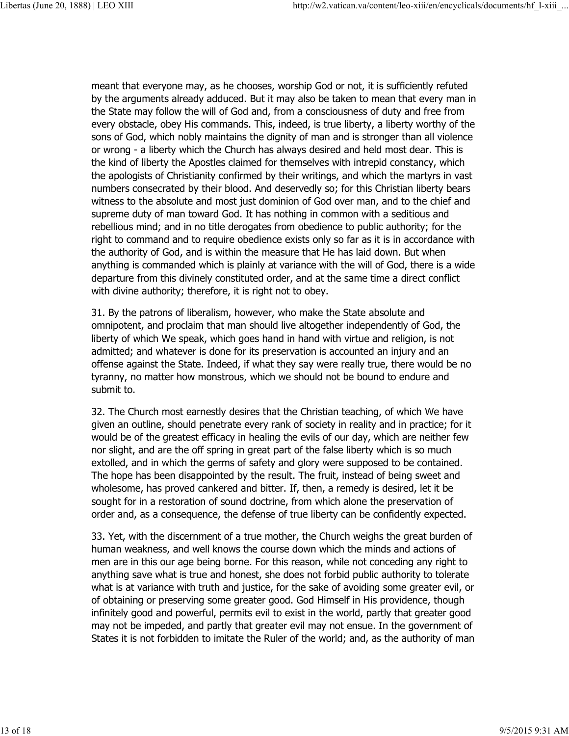meant that everyone may, as he chooses, worship God or not, it is sufficiently refuted by the arguments already adduced. But it may also be taken to mean that every man in the State may follow the will of God and, from a consciousness of duty and free from every obstacle, obey His commands. This, indeed, is true liberty, a liberty worthy of the sons of God, which nobly maintains the dignity of man and is stronger than all violence or wrong - a liberty which the Church has always desired and held most dear. This is the kind of liberty the Apostles claimed for themselves with intrepid constancy, which the apologists of Christianity confirmed by their writings, and which the martyrs in vast numbers consecrated by their blood. And deservedly so; for this Christian liberty bears witness to the absolute and most just dominion of God over man, and to the chief and supreme duty of man toward God. It has nothing in common with a seditious and rebellious mind; and in no title derogates from obedience to public authority; for the right to command and to require obedience exists only so far as it is in accordance with the authority of God, and is within the measure that He has laid down. But when anything is commanded which is plainly at variance with the will of God, there is a wide departure from this divinely constituted order, and at the same time a direct conflict with divine authority; therefore, it is right not to obey.

31. By the patrons of liberalism, however, who make the State absolute and omnipotent, and proclaim that man should live altogether independently of God, the liberty of which We speak, which goes hand in hand with virtue and religion, is not admitted; and whatever is done for its preservation is accounted an injury and an offense against the State. Indeed, if what they say were really true, there would be no tyranny, no matter how monstrous, which we should not be bound to endure and submit to.

32. The Church most earnestly desires that the Christian teaching, of which We have given an outline, should penetrate every rank of society in reality and in practice; for it would be of the greatest efficacy in healing the evils of our day, which are neither few nor slight, and are the off spring in great part of the false liberty which is so much extolled, and in which the germs of safety and glory were supposed to be contained. The hope has been disappointed by the result. The fruit, instead of being sweet and wholesome, has proved cankered and bitter. If, then, a remedy is desired, let it be sought for in a restoration of sound doctrine, from which alone the preservation of order and, as a consequence, the defense of true liberty can be confidently expected.

33. Yet, with the discernment of a true mother, the Church weighs the great burden of human weakness, and well knows the course down which the minds and actions of men are in this our age being borne. For this reason, while not conceding any right to anything save what is true and honest, she does not forbid public authority to tolerate what is at variance with truth and justice, for the sake of avoiding some greater evil, or of obtaining or preserving some greater good. God Himself in His providence, though infinitely good and powerful, permits evil to exist in the world, partly that greater good may not be impeded, and partly that greater evil may not ensue. In the government of States it is not forbidden to imitate the Ruler of the world; and, as the authority of man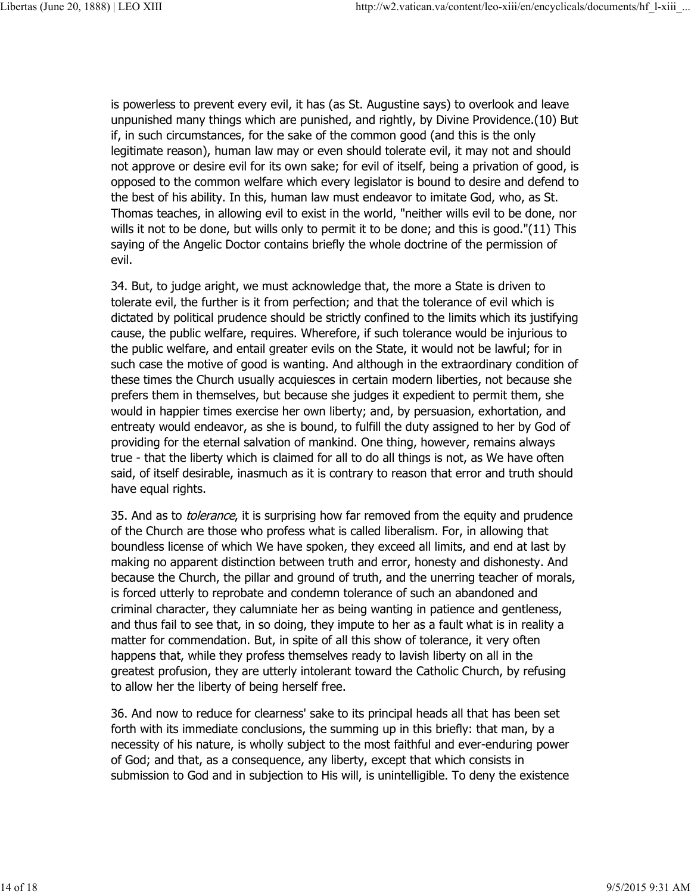is powerless to prevent every evil, it has (as St. Augustine says) to overlook and leave unpunished many things which are punished, and rightly, by Divine Providence.(10) But if, in such circumstances, for the sake of the common good (and this is the only legitimate reason), human law may or even should tolerate evil, it may not and should not approve or desire evil for its own sake; for evil of itself, being a privation of good, is opposed to the common welfare which every legislator is bound to desire and defend to the best of his ability. In this, human law must endeavor to imitate God, who, as St. Thomas teaches, in allowing evil to exist in the world, "neither wills evil to be done, nor wills it not to be done, but wills only to permit it to be done; and this is good."(11) This saying of the Angelic Doctor contains briefly the whole doctrine of the permission of evil.

34. But, to judge aright, we must acknowledge that, the more a State is driven to tolerate evil, the further is it from perfection; and that the tolerance of evil which is dictated by political prudence should be strictly confined to the limits which its justifying cause, the public welfare, requires. Wherefore, if such tolerance would be injurious to the public welfare, and entail greater evils on the State, it would not be lawful; for in such case the motive of good is wanting. And although in the extraordinary condition of these times the Church usually acquiesces in certain modern liberties, not because she prefers them in themselves, but because she judges it expedient to permit them, she would in happier times exercise her own liberty; and, by persuasion, exhortation, and entreaty would endeavor, as she is bound, to fulfill the duty assigned to her by God of providing for the eternal salvation of mankind. One thing, however, remains always true - that the liberty which is claimed for all to do all things is not, as We have often said, of itself desirable, inasmuch as it is contrary to reason that error and truth should have equal rights.

35. And as to *tolerance*, it is surprising how far removed from the equity and prudence of the Church are those who profess what is called liberalism. For, in allowing that boundless license of which We have spoken, they exceed all limits, and end at last by making no apparent distinction between truth and error, honesty and dishonesty. And because the Church, the pillar and ground of truth, and the unerring teacher of morals, is forced utterly to reprobate and condemn tolerance of such an abandoned and criminal character, they calumniate her as being wanting in patience and gentleness, and thus fail to see that, in so doing, they impute to her as a fault what is in reality a matter for commendation. But, in spite of all this show of tolerance, it very often happens that, while they profess themselves ready to lavish liberty on all in the greatest profusion, they are utterly intolerant toward the Catholic Church, by refusing to allow her the liberty of being herself free.

36. And now to reduce for clearness' sake to its principal heads all that has been set forth with its immediate conclusions, the summing up in this briefly: that man, by a necessity of his nature, is wholly subject to the most faithful and ever-enduring power of God; and that, as a consequence, any liberty, except that which consists in submission to God and in subjection to His will, is unintelligible. To deny the existence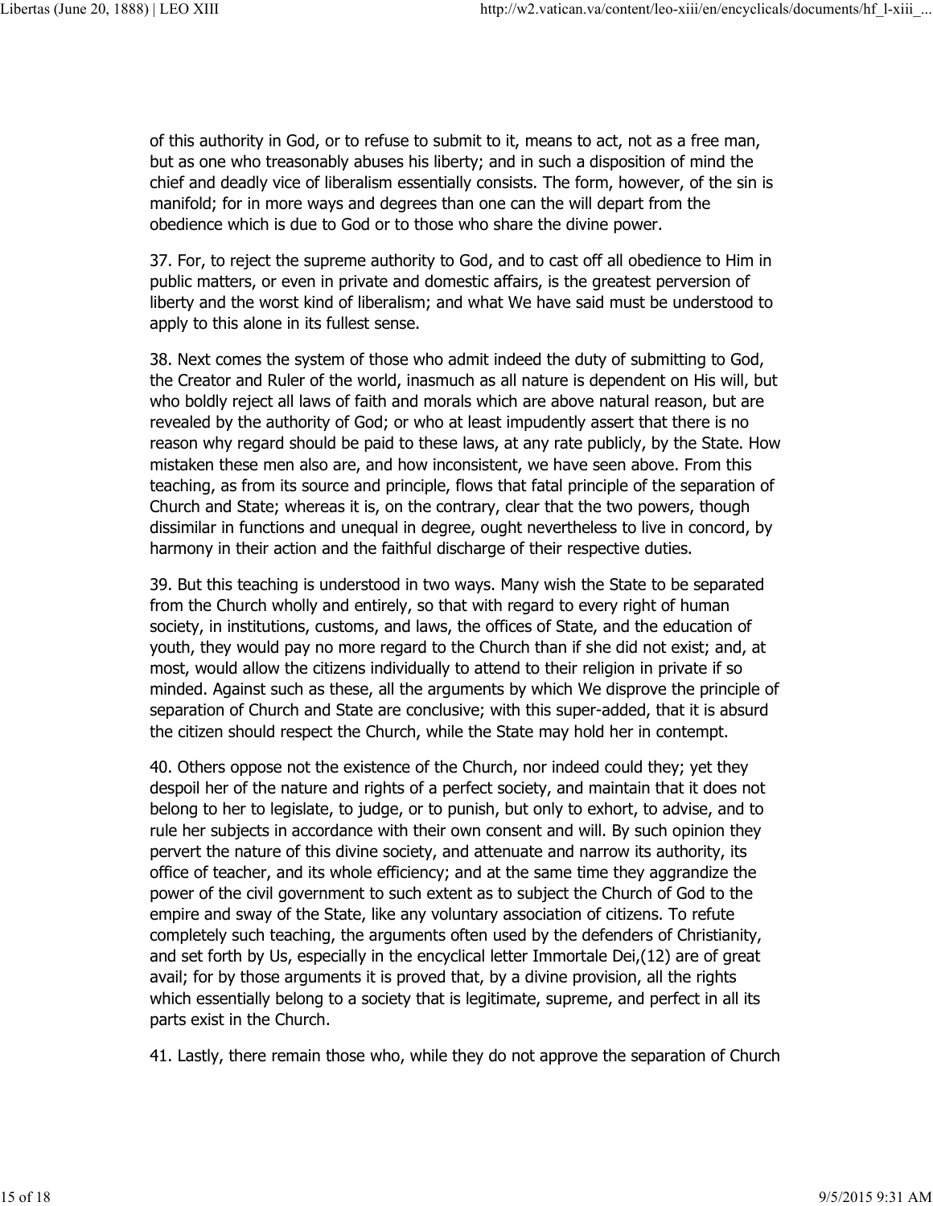of this authority in God, or to refuse to submit to it, means to act, not as a free man, but as one who treasonably abuses his liberty; and in such a disposition of mind the chief and deadly vice of liberalism essentially consists. The form, however, of the sin is manifold; for in more ways and degrees than one can the will depart from the obedience which is due to God or to those who share the divine power.

37. For, to reject the supreme authority to God, and to cast off all obedience to Him in public matters, or even in private and domestic affairs, is the greatest perversion of liberty and the worst kind of liberalism; and what We have said must be understood to apply to this alone in its fullest sense.

38. Next comes the system of those who admit indeed the duty of submitting to God, the Creator and Ruler of the world, inasmuch as all nature is dependent on His will, but who boldly reject all laws of faith and morals which are above natural reason, but are revealed by the authority of God; or who at least impudently assert that there is no reason why regard should be paid to these laws, at any rate publicly, by the State. How mistaken these men also are, and how inconsistent, we have seen above. From this teaching, as from its source and principle, flows that fatal principle of the separation of Church and State; whereas it is, on the contrary, clear that the two powers, though dissimilar in functions and unequal in degree, ought nevertheless to live in concord, by harmony in their action and the faithful discharge of their respective duties.

39. But this teaching is understood in two ways. Many wish the State to be separated from the Church wholly and entirely, so that with regard to every right of human society, in institutions, customs, and laws, the offices of State, and the education of youth, they would pay no more regard to the Church than if she did not exist; and, at most, would allow the citizens individually to attend to their religion in private if so minded. Against such as these, all the arguments by which We disprove the principle of separation of Church and State are conclusive; with this super-added, that it is absurd the citizen should respect the Church, while the State may hold her in contempt.

40. Others oppose not the existence of the Church, nor indeed could they; yet they despoil her of the nature and rights of a perfect society, and maintain that it does not belong to her to legislate, to judge, or to punish, but only to exhort, to advise, and to rule her subjects in accordance with their own consent and will. By such opinion they pervert the nature of this divine society, and attenuate and narrow its authority, its office of teacher, and its whole efficiency; and at the same time they aggrandize the power of the civil government to such extent as to subject the Church of God to the empire and sway of the State, like any voluntary association of citizens. To refute completely such teaching, the arguments often used by the defenders of Christianity, and set forth by Us, especially in the encyclical letter Immortale Dei,(12) are of great avail; for by those arguments it is proved that, by a divine provision, all the rights which essentially belong to a society that is legitimate, supreme, and perfect in all its parts exist in the Church.

41. Lastly, there remain those who, while they do not approve the separation of Church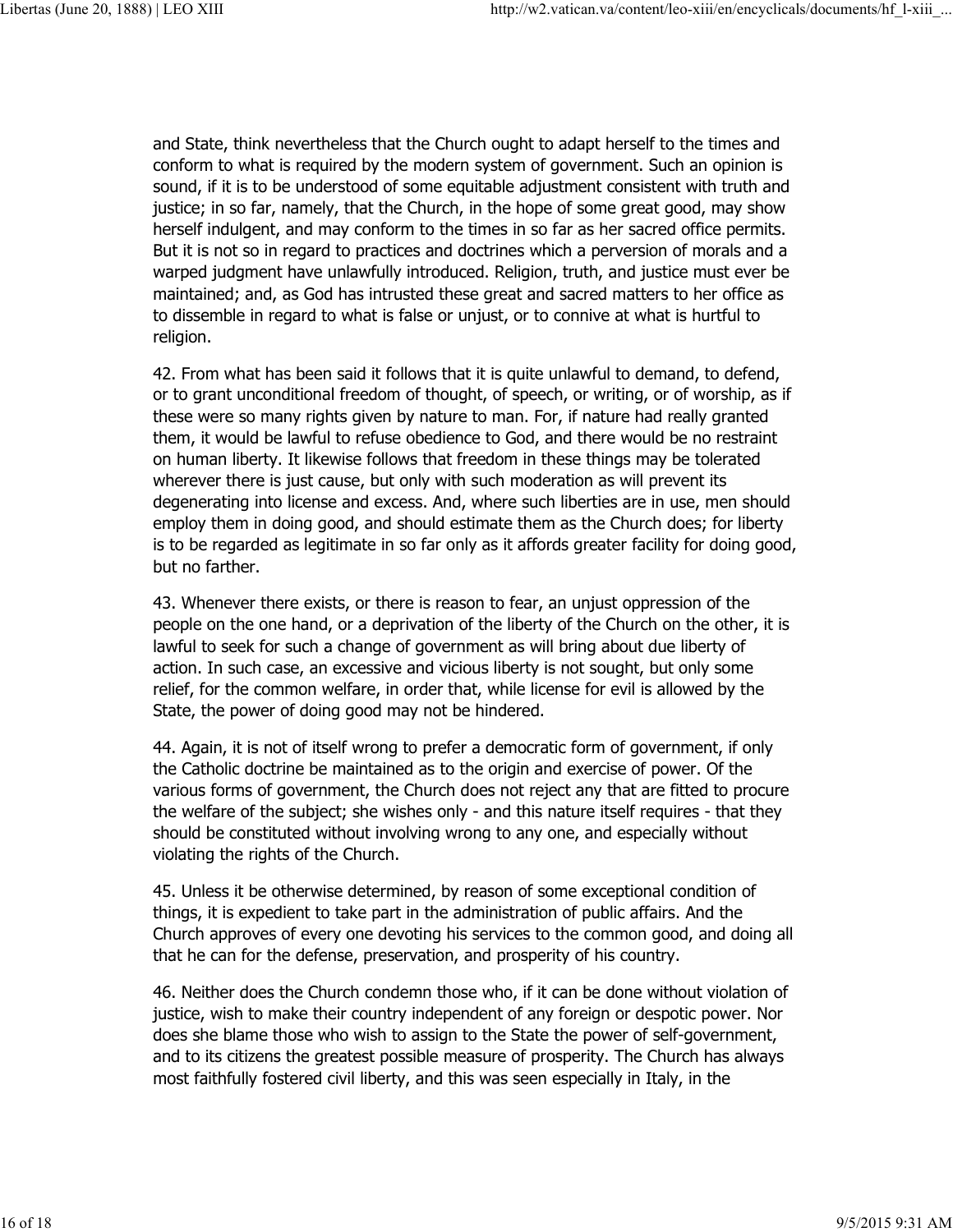and State, think nevertheless that the Church ought to adapt herself to the times and conform to what is required by the modern system of government. Such an opinion is sound, if it is to be understood of some equitable adjustment consistent with truth and justice; in so far, namely, that the Church, in the hope of some great good, may show herself indulgent, and may conform to the times in so far as her sacred office permits. But it is not so in regard to practices and doctrines which a perversion of morals and a warped judgment have unlawfully introduced. Religion, truth, and justice must ever be maintained; and, as God has intrusted these great and sacred matters to her office as to dissemble in regard to what is false or unjust, or to connive at what is hurtful to religion.

42. From what has been said it follows that it is quite unlawful to demand, to defend, or to grant unconditional freedom of thought, of speech, or writing, or of worship, as if these were so many rights given by nature to man. For, if nature had really granted them, it would be lawful to refuse obedience to God, and there would be no restraint on human liberty. It likewise follows that freedom in these things may be tolerated wherever there is just cause, but only with such moderation as will prevent its degenerating into license and excess. And, where such liberties are in use, men should employ them in doing good, and should estimate them as the Church does; for liberty is to be regarded as legitimate in so far only as it affords greater facility for doing good, but no farther.

43. Whenever there exists, or there is reason to fear, an unjust oppression of the people on the one hand, or a deprivation of the liberty of the Church on the other, it is lawful to seek for such a change of government as will bring about due liberty of action. In such case, an excessive and vicious liberty is not sought, but only some relief, for the common welfare, in order that, while license for evil is allowed by the State, the power of doing good may not be hindered.

44. Again, it is not of itself wrong to prefer a democratic form of government, if only the Catholic doctrine be maintained as to the origin and exercise of power. Of the various forms of government, the Church does not reject any that are fitted to procure the welfare of the subject; she wishes only - and this nature itself requires - that they should be constituted without involving wrong to any one, and especially without violating the rights of the Church.

45. Unless it be otherwise determined, by reason of some exceptional condition of things, it is expedient to take part in the administration of public affairs. And the Church approves of every one devoting his services to the common good, and doing all that he can for the defense, preservation, and prosperity of his country.

46. Neither does the Church condemn those who, if it can be done without violation of justice, wish to make their country independent of any foreign or despotic power. Nor does she blame those who wish to assign to the State the power of self-government, and to its citizens the greatest possible measure of prosperity. The Church has always most faithfully fostered civil liberty, and this was seen especially in Italy, in the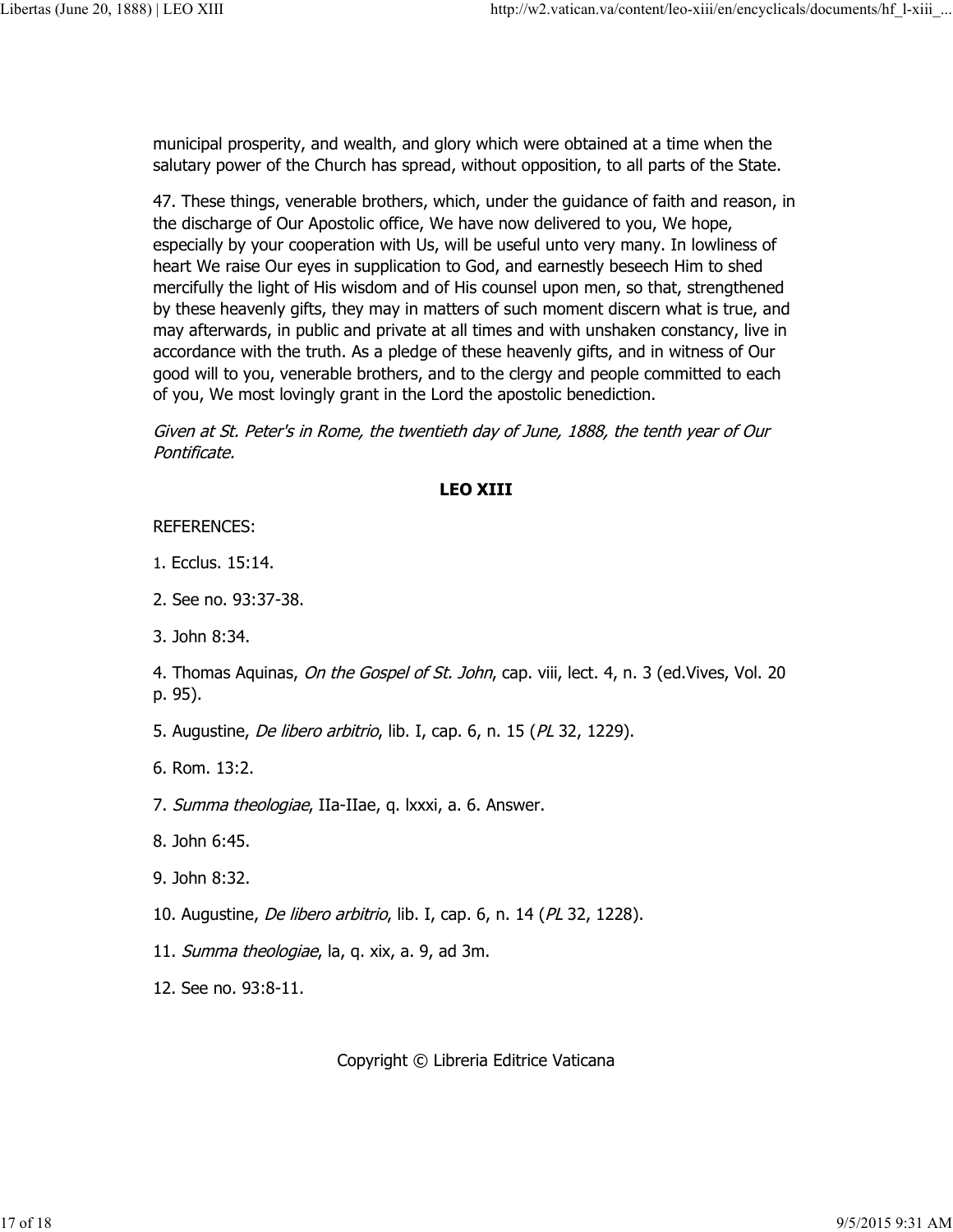municipal prosperity, and wealth, and glory which were obtained at a time when the salutary power of the Church has spread, without opposition, to all parts of the State.

47. These things, venerable brothers, which, under the guidance of faith and reason, in the discharge of Our Apostolic office, We have now delivered to you, We hope, especially by your cooperation with Us, will be useful unto very many. In lowliness of heart We raise Our eyes in supplication to God, and earnestly beseech Him to shed mercifully the light of His wisdom and of His counsel upon men, so that, strengthened by these heavenly gifts, they may in matters of such moment discern what is true, and may afterwards, in public and private at all times and with unshaken constancy, live in accordance with the truth. As a pledge of these heavenly gifts, and in witness of Our good will to you, venerable brothers, and to the clergy and people committed to each of you, We most lovingly grant in the Lord the apostolic benediction.

*Given at St. Peter's in Rome, the twentieth day of June, 1888, the tenth year of Our Pontificate.*

**LEO XIII**

REFERENCES:

1. Ecclus. 15:14.

2. See no. 93:37-38.

3. John 8:34.

4. Thomas Aquinas, *On the Gospel of St. John*, cap. viii, lect. 4, n. 3 (ed.Vives, Vol. 20 p. 95).

5. Augustine, *De libero arbitrio*, lib. I, cap. 6, n. 15 (*PL* 32, 1229).

6. Rom. 13:2.

7. *Summa theologiae*, IIa-IIae, q. lxxxi, a. 6. Answer.

8. John 6:45.

9. John 8:32.

10. Augustine, *De libero arbitrio*, lib. I, cap. 6, n. 14 (*PL* 32, 1228).

11. *Summa theologiae*, la, q. xix, a. 9, ad 3m.

12. See no. 93:8-11.

Copyright © Libreria Editrice Vaticana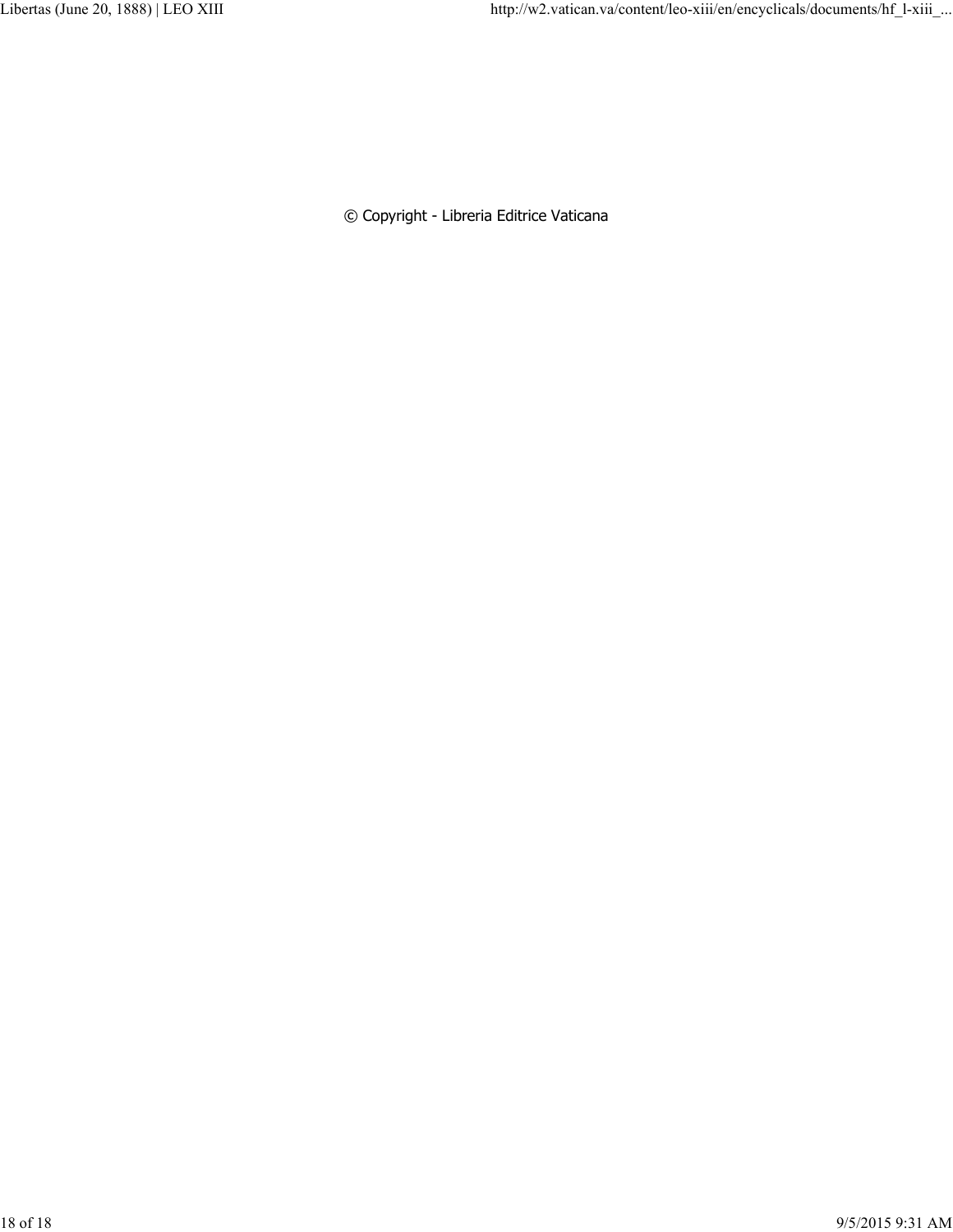© Copyright - Libreria Editrice Vaticana